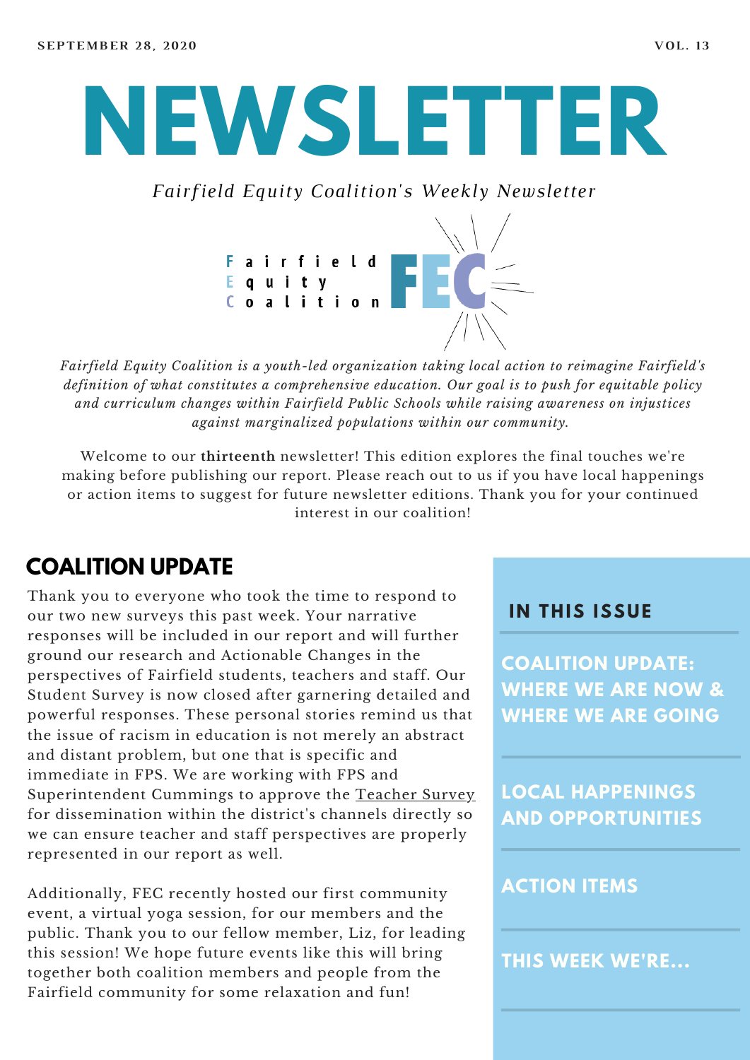SEPTEMBER 28, 2020 VOL. 13

# NEWSLETTER

*Fairfield Equity Coalition's Weekly Newsletter*

Fairfield Equity Coalition FEC

*Fairfield Equity Coalition is a youth-led organization taking local action to reimagine Fairfield's definition of what constitutes a comprehensive education. Our goal is to push for equitable policy and curriculum changes within Fairfield Public Schools while raising awareness on injustices against marginalized populations within our community.*

Welcome to our **thirteenth** newsletter! This edition explores the final touches we're making before publishing our report. Please reach out to us if you have local happenings or action items to suggest for future newsletter editions. Thank you for your continued interest in our coalition!

## IN THIS ISSUE

- COALITION UPDATE: WHERE WE ARE NOW & WHERE WE ARE GOING
- LOCAL HAPPENINGS AND OPPORTUNITIES
- ACTION ITEMS
- THIS WEEK WE'RE...

## COALITION UPDATE

Thank you to everyone who took the time to respond to our two new surveys this past week. Your narrative responses will be included in our report and will further ground our research and Actionable Changes in the perspectives of Fairfield students, teachers and staff. Our Student Survey is now closed after garnering detailed and powerful responses. These personal stories remind us that the issue of racism in education is not merely an abstract and distant problem, but one that is specific and immediate in FPS. We are working with FPS and Superintendent Cummings to approve the Teacher Survey for dissemination within the district's channels directly so we can ensure teacher and staff perspectives are properly represented in our report as well.

Additionally, FEC recently hosted our first community event, a virtual yoga session, for our members and the public. Thank you to our fellow member, Liz, for leading this session! We hope future events like this will bring together both coalition members and people from the Fairfield community for some relaxation and fun!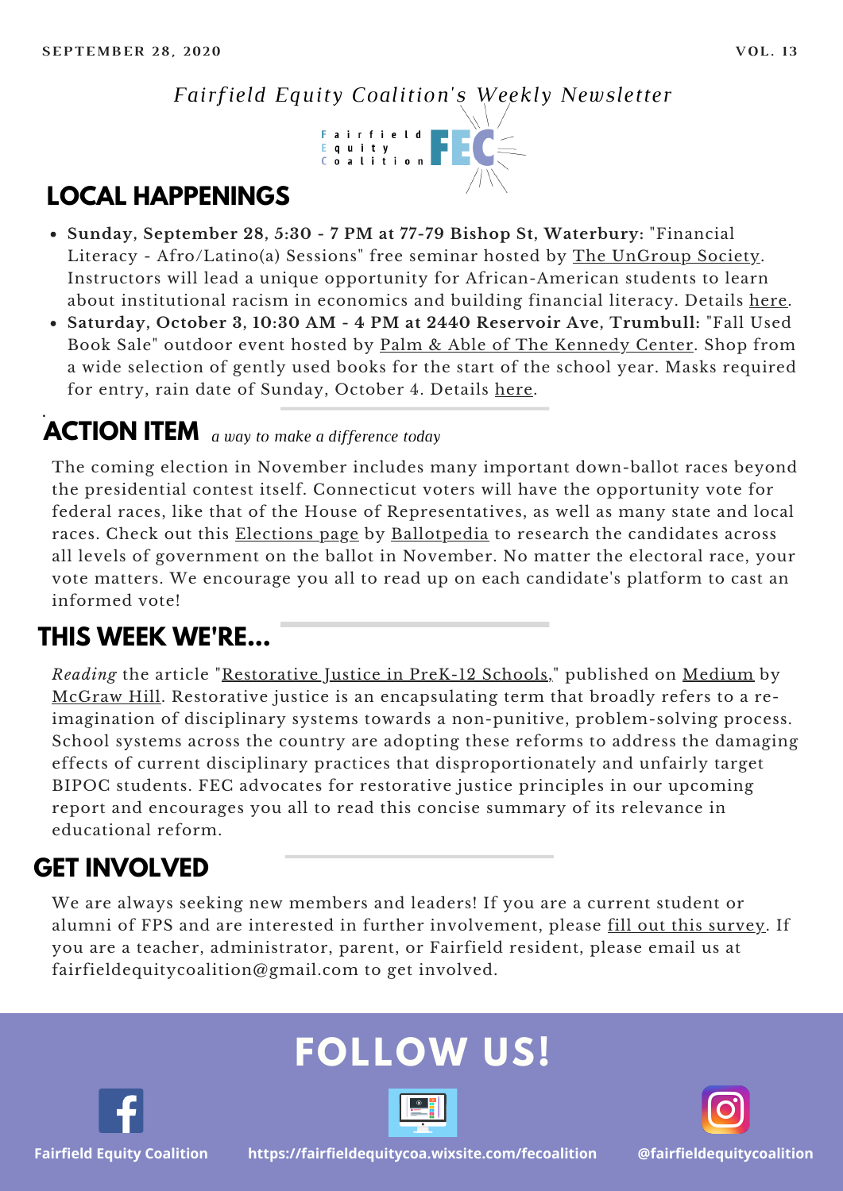SEPTEMBER 28, 2020 VOL. 13

*Fairfield Equity Coalition's Weekly Newsletter*

Fairfield Equity Coalition FEC

## LOCAL HAPPENINGS

- **Sunday, September 28, 5:30 - 7 PM at 77-79 Bishop St, Waterbury:** "Financial Literacy - Afro/Latino(a) Sessions" free seminar hosted by The UnGroup Society. Instructors will lead a unique opportunity for African-American students to learn about institutional racism in economics and building financial literacy. Details here.
- **Saturday, October 3, 10:30 AM - 4 PM at 2440 Reservoir Ave, Trumbull:** "Fall Used Book Sale" outdoor event hosted by Palm & Able of The Kennedy Center. Shop from a wide selection of gently used books for the start of the school year. Masks required for entry, rain date of Sunday, October 4. Details here.

## ACTION ITEM *a way to make a difference today*

The coming election in November includes many important down-ballot races beyond the presidential contest itself. Connecticut voters will have the opportunity vote for federal races, like that of the House of Representatives, as well as many state and local races. Check out this Elections page by Ballotpedia to research the candidates across all levels of government on the ballot in November. No matter the electoral race, your vote matters. We encourage you all to read up on each candidate's platform to cast an informed vote!

## THIS WEEK WE'RE...

*Reading* the article "Restorative Justice in PreK-12 Schools," published on Medium by McGraw Hill. Restorative justice is an encapsulating term that broadly refers to a re-imagination of disciplinary systems towards a non-punitive, problem-solving process. School systems across the country are adopting these reforms to address the damaging effects of current disciplinary practices that disproportionately and unfairly target BIPOC students. FEC advocates for restorative justice principles in our upcoming report and encourages you all to read this concise summary of its relevance in educational reform.

## GET INVOLVED

We are always seeking new members and leaders! If you are a current student or alumni of FPS and are interested in further involvement, please fill out this survey. If you are a teacher, administrator, parent, or Fairfield resident, please email us at fairfieldequitycoalition@gmail.com to get involved.

## FOLLOW US!

**Fairfield Equity Coalition**

**https://fairfieldequitycoa.wixsite.com/fecoalition**

**@fairfieldequitycoalition**